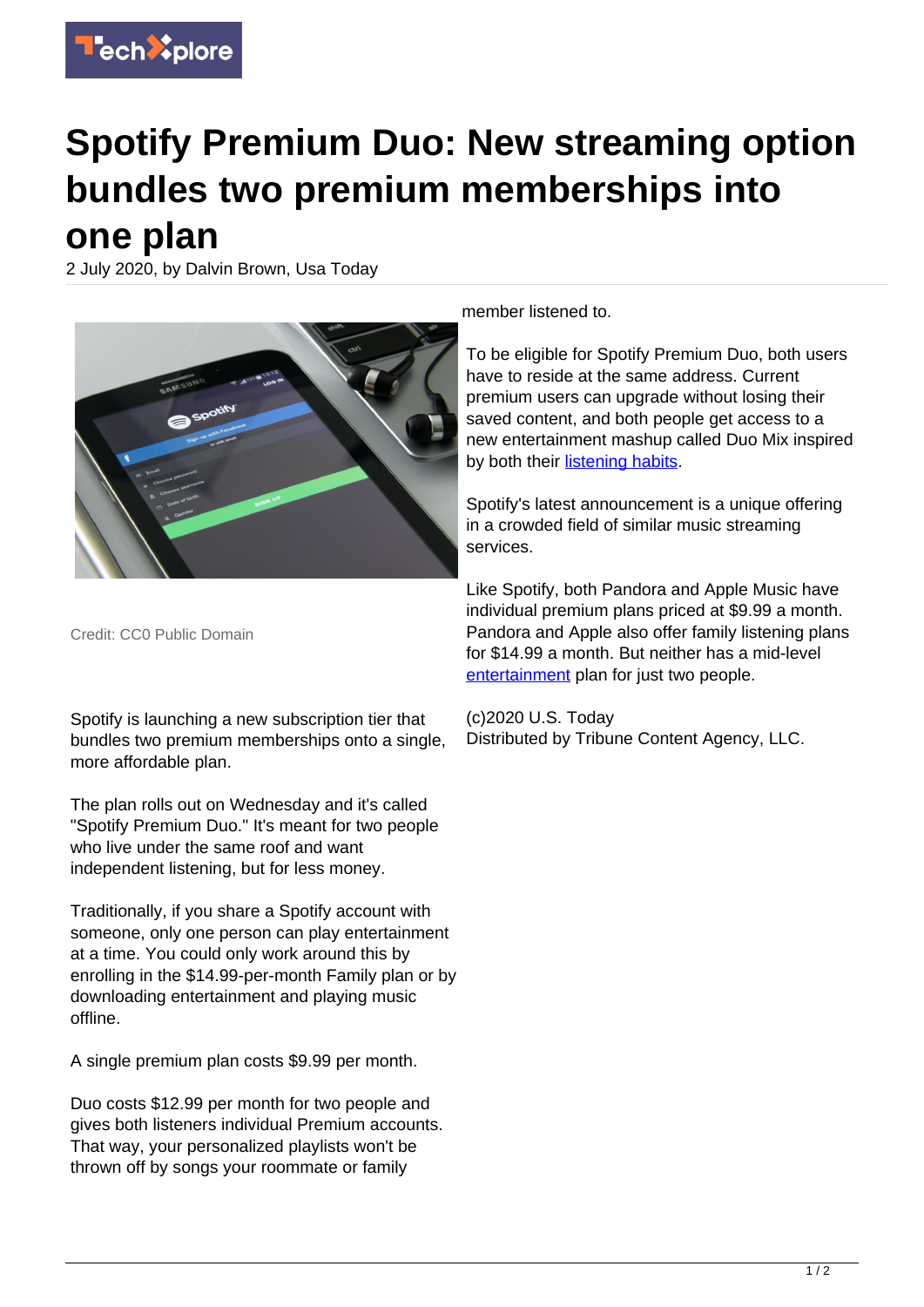# Spotify Premium Duo: New streaming option bundles two premium memberships into one plan

2 July 2020, by Dalvin Brown, Usa Today

Credit: CC0 Public Domain

Spotify is launching a new subscription tier that bundles two premium memberships onto a single, more affordable plan.

The plan rolls out on Wednesday and it's called "Spotify Premium Duo." It's meant for two people who live under the same roof and want independent listening, but for less money.

Traditionally, if you share a Spotify account with someone, only one person can play entertainment at a time. You could only work around this by enrolling in the $14.99-per-month Family plan or by downloading entertainment and playing music offline.

A single premium plan costs $9.99 per month.

Duo costs $12.99 per month for two people and gives both listeners individual Premium accounts. That way, your personalized playlists won't be thrown off by songs your roommate or family member listened to.

To be eligible for Spotify Premium Duo, both users have to reside at the same address. Current premium users can upgrade without losing their saved content, and both people get access to a new entertainment mashup called Duo Mix inspired by both their listening habits.

Spotify's latest announcement is a unique offering in a crowded field of similar music streaming services.

Like Spotify, both Pandora and Apple Music have individual premium plans priced at $9.99 a month. Pandora and Apple also offer family listening plans for $14.99 a month. But neither has a mid-level entertainment plan for just two people.

(c)2020 U.S. Today
Distributed by Tribune Content Agency, LLC.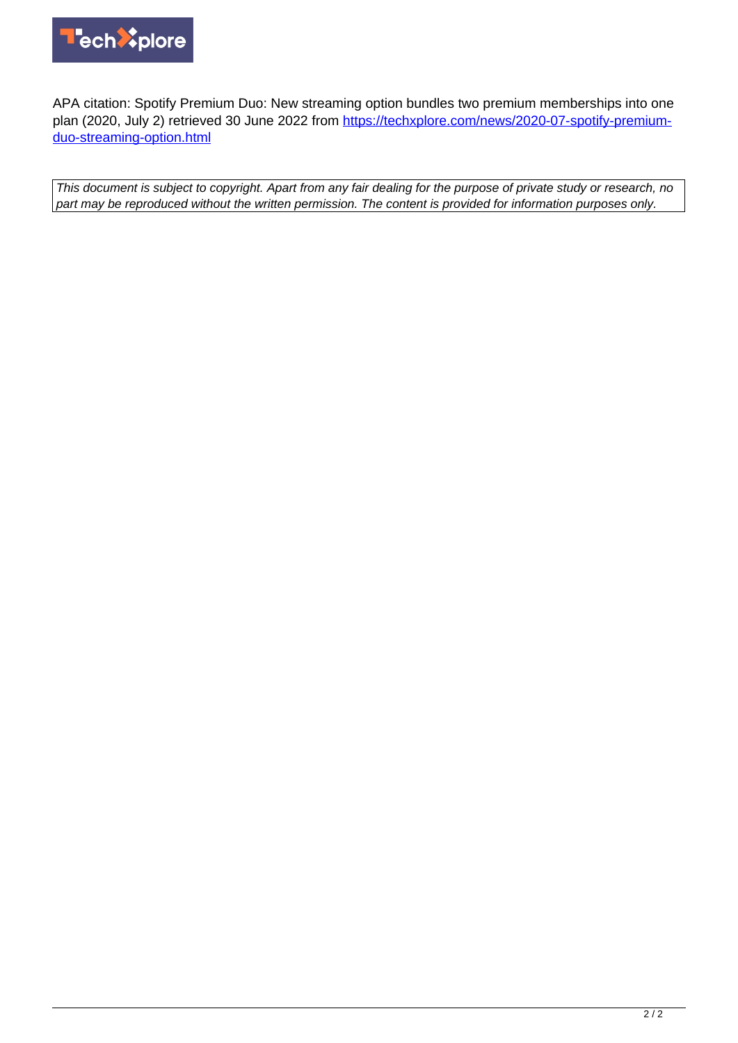APA citation: Spotify Premium Duo: New streaming option bundles two premium memberships into one plan (2020, July 2) retrieved 30 June 2022 from https://techxplore.com/news/2020-07-spotify-premium-duo-streaming-option.html

*This document is subject to copyright. Apart from any fair dealing for the purpose of private study or research, no part may be reproduced without the written permission. The content is provided for information purposes only.*